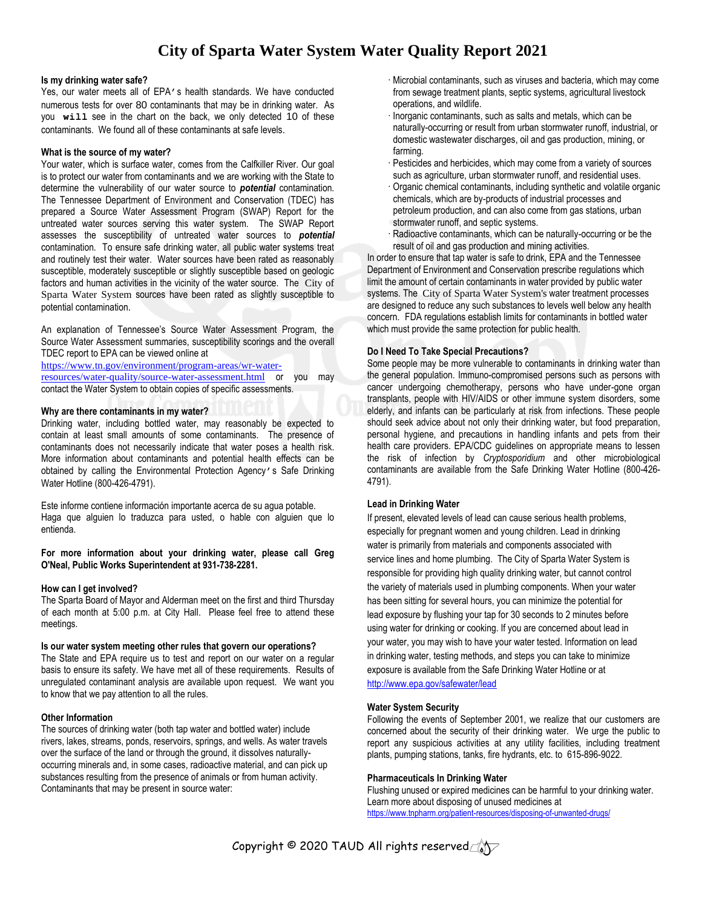# City of Sparta Water System Water Quality Report 2021

**Is my drinking water safe?**

Yes, our water meets all of EPA's health standards. We have conducted numerous tests for over 80 contaminants that may be in drinking water. As you **will** see in the chart on the back, we only detected 10 of these contaminants. We found all of these contaminants at safe levels.

**What is the source of my water?**

Your water, which is surface water, comes from the Calfkiller River. Our goal is to protect our water from contaminants and we are working with the State to determine the vulnerability of our water source to ***potential*** contamination. The Tennessee Department of Environment and Conservation (TDEC) has prepared a Source Water Assessment Program (SWAP) Report for the untreated water sources serving this water system. The SWAP Report assesses the susceptibility of untreated water sources to ***potential*** contamination. To ensure safe drinking water, all public water systems treat and routinely test their water. Water sources have been rated as reasonably susceptible, moderately susceptible or slightly susceptible based on geologic factors and human activities in the vicinity of the water source. The City of Sparta Water System sources have been rated as slightly susceptible to potential contamination.

An explanation of Tennessee's Source Water Assessment Program, the Source Water Assessment summaries, susceptibility scorings and the overall TDEC report to EPA can be viewed online at https://www.tn.gov/environment/program-areas/wr-water-resources/water-quality/source-water-assessment.html or you may contact the Water System to obtain copies of specific assessments.

**Why are there contaminants in my water?**

Drinking water, including bottled water, may reasonably be expected to contain at least small amounts of some contaminants. The presence of contaminants does not necessarily indicate that water poses a health risk. More information about contaminants and potential health effects can be obtained by calling the Environmental Protection Agency's Safe Drinking Water Hotline (800-426-4791).

Este informe contiene información importante acerca de su agua potable. Haga que alguien lo traduzca para usted, o hable con alguien que lo entienda.

**For more information about your drinking water, please call Greg O'Neal, Public Works Superintendent at 931-738-2281.**

**How can I get involved?**

The Sparta Board of Mayor and Alderman meet on the first and third Thursday of each month at 5:00 p.m. at City Hall. Please feel free to attend these meetings.

**Is our water system meeting other rules that govern our operations?**

The State and EPA require us to test and report on our water on a regular basis to ensure its safety. We have met all of these requirements. Results of unregulated contaminant analysis are available upon request. We want you to know that we pay attention to all the rules.

**Other Information**

The sources of drinking water (both tap water and bottled water) include rivers, lakes, streams, ponds, reservoirs, springs, and wells. As water travels over the surface of the land or through the ground, it dissolves naturally-occurring minerals and, in some cases, radioactive material, and can pick up substances resulting from the presence of animals or from human activity. Contaminants that may be present in source water:

- Microbial contaminants, such as viruses and bacteria, which may come from sewage treatment plants, septic systems, agricultural livestock operations, and wildlife.
- Inorganic contaminants, such as salts and metals, which can be naturally-occurring or result from urban stormwater runoff, industrial, or domestic wastewater discharges, oil and gas production, mining, or farming.
- Pesticides and herbicides, which may come from a variety of sources such as agriculture, urban stormwater runoff, and residential uses.
- Organic chemical contaminants, including synthetic and volatile organic chemicals, which are by-products of industrial processes and petroleum production, and can also come from gas stations, urban stormwater runoff, and septic systems.
- Radioactive contaminants, which can be naturally-occurring or be the result of oil and gas production and mining activities.

In order to ensure that tap water is safe to drink, EPA and the Tennessee Department of Environment and Conservation prescribe regulations which limit the amount of certain contaminants in water provided by public water systems. The City of Sparta Water System's water treatment processes are designed to reduce any such substances to levels well below any health concern. FDA regulations establish limits for contaminants in bottled water which must provide the same protection for public health.

**Do I Need To Take Special Precautions?**

Some people may be more vulnerable to contaminants in drinking water than the general population. Immuno-compromised persons such as persons with cancer undergoing chemotherapy, persons who have under-gone organ transplants, people with HIV/AIDS or other immune system disorders, some elderly, and infants can be particularly at risk from infections. These people should seek advice about not only their drinking water, but food preparation, personal hygiene, and precautions in handling infants and pets from their health care providers. EPA/CDC guidelines on appropriate means to lessen the risk of infection by *Cryptosporidium* and other microbiological contaminants are available from the Safe Drinking Water Hotline (800-426-4791).

**Lead in Drinking Water**

If present, elevated levels of lead can cause serious health problems, especially for pregnant women and young children. Lead in drinking water is primarily from materials and components associated with service lines and home plumbing. The City of Sparta Water System is responsible for providing high quality drinking water, but cannot control the variety of materials used in plumbing components. When your water has been sitting for several hours, you can minimize the potential for lead exposure by flushing your tap for 30 seconds to 2 minutes before using water for drinking or cooking. If you are concerned about lead in your water, you may wish to have your water tested. Information on lead in drinking water, testing methods, and steps you can take to minimize exposure is available from the Safe Drinking Water Hotline or at http://www.epa.gov/safewater/lead

**Water System Security**

Following the events of September 2001, we realize that our customers are concerned about the security of their drinking water. We urge the public to report any suspicious activities at any utility facilities, including treatment plants, pumping stations, tanks, fire hydrants, etc. to 615-896-9022.

**Pharmaceuticals In Drinking Water**

Flushing unused or expired medicines can be harmful to your drinking water. Learn more about disposing of unused medicines at https://www.tnpharm.org/patient-resources/disposing-of-unwanted-drugs/

Copyright © 2020 TAUD All rights reserved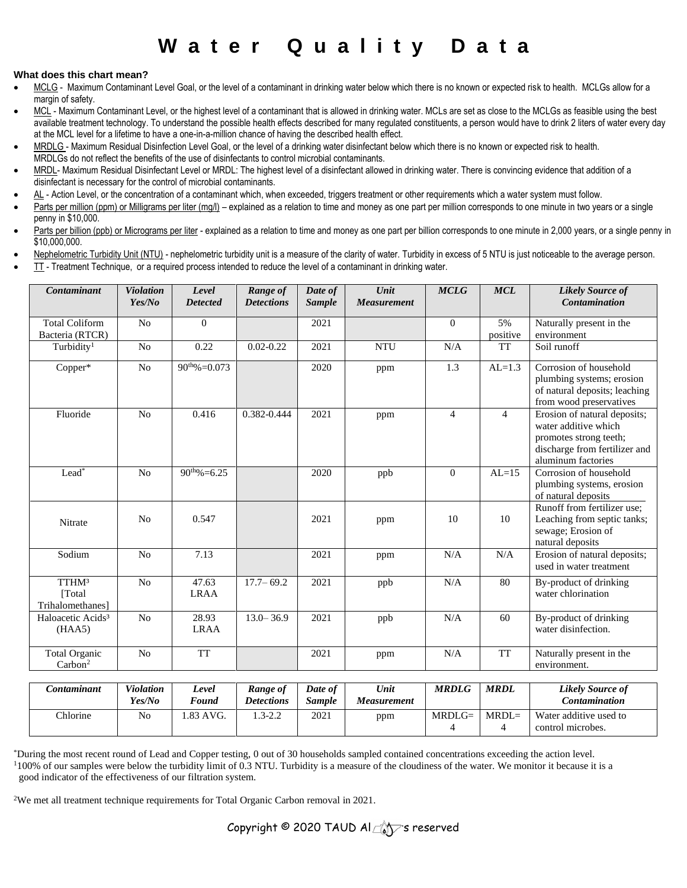# Water Quality Data

**What does this chart mean?**

- MCLG - Maximum Contaminant Level Goal, or the level of a contaminant in drinking water below which there is no known or expected risk to health. MCLGs allow for a margin of safety.
- MCL - Maximum Contaminant Level, or the highest level of a contaminant that is allowed in drinking water. MCLs are set as close to the MCLGs as feasible using the best available treatment technology. To understand the possible health effects described for many regulated constituents, a person would have to drink 2 liters of water every day at the MCL level for a lifetime to have a one-in-a-million chance of having the described health effect.
- MRDLG - Maximum Residual Disinfection Level Goal, or the level of a drinking water disinfectant below which there is no known or expected risk to health. MRDLGs do not reflect the benefits of the use of disinfectants to control microbial contaminants.
- MRDL- Maximum Residual Disinfectant Level or MRDL: The highest level of a disinfectant allowed in drinking water. There is convincing evidence that addition of a disinfectant is necessary for the control of microbial contaminants.
- AL - Action Level, or the concentration of a contaminant which, when exceeded, triggers treatment or other requirements which a water system must follow.
- Parts per million (ppm) or Milligrams per liter (mg/l) – explained as a relation to time and money as one part per million corresponds to one minute in two years or a single penny in $10,000.
- Parts per billion (ppb) or Micrograms per liter - explained as a relation to time and money as one part per billion corresponds to one minute in 2,000 years, or a single penny in $10,000,000.
- Nephelometric Turbidity Unit (NTU) - nephelometric turbidity unit is a measure of the clarity of water. Turbidity in excess of 5 NTU is just noticeable to the average person.
- TT - Treatment Technique, or a required process intended to reduce the level of a contaminant in drinking water.

| *Contaminant* | *Violation Yes/No* | *Level Detected* | *Range of Detections* | *Date of Sample* | *Unit Measurement* | *MCLG* | *MCL* | *Likely Source of Contamination* |
|---|---|---|---|---|---|---|---|---|
| Total Coliform Bacteria (RTCR) | No | 0 | | 2021 | | 0 | 5% positive | Naturally present in the environment |
| Turbidity[1] | No | 0.22 | 0.02-0.22 | 2021 | NTU | N/A | TT | Soil runoff |
| Copper* | No | $90^{th}$%=0.073 | | 2020 | ppm | 1.3 | AL=1.3 | Corrosion of household plumbing systems; erosion of natural deposits; leaching from wood preservatives |
| Fluoride | No | 0.416 | 0.382-0.444 | 2021 | ppm | 4 | 4 | Erosion of natural deposits; water additive which promotes strong teeth; discharge from fertilizer and aluminum factories |
| Lead* | No | $90^{th}$%=6.25 | | 2020 | ppb | 0 | AL=15 | Corrosion of household plumbing systems, erosion of natural deposits |
| Nitrate | No | 0.547 | | 2021 | ppm | 10 | 10 | Runoff from fertilizer use; Leaching from septic tanks; sewage; Erosion of natural deposits |
| Sodium | No | 7.13 | | 2021 | ppm | N/A | N/A | Erosion of natural deposits; used in water treatment |
| TTHM[3] [Total Trihalomethanes] | No | 47.63 LRAA | 17.7– 69.2 | 2021 | ppb | N/A | 80 | By-product of drinking water chlorination |
| Haloacetic Acids[3] (HAA5) | No | 28.93 LRAA | 13.0– 36.9 | 2021 | ppb | N/A | 60 | By-product of drinking water disinfection. |
| Total Organic Carbon[2] | No | TT | | 2021 | ppm | N/A | TT | Naturally present in the environment. |

| *Contaminant* | *Violation Yes/No* | *Level Found* | *Range of Detections* | *Date of Sample* | *Unit Measurement* | *MRDLG* | *MRDL* | *Likely Source of Contamination* |
|---|---|---|---|---|---|---|---|---|
| Chlorine | No | 1.83 AVG. | 1.3-2.2 | 2021 | ppm | MRDLG= 4 | MRDL= 4 | Water additive used to control microbes. |

*During the most recent round of Lead and Copper testing, 0 out of 30 households sampled contained concentrations exceeding the action level.
[1]100% of our samples were below the turbidity limit of 0.3 NTU. Turbidity is a measure of the cloudiness of the water. We monitor it because it is a good indicator of the effectiveness of our filtration system.

[2]We met all treatment technique requirements for Total Organic Carbon removal in 2021.

Copyright © 2020 TAUD All rights reserved